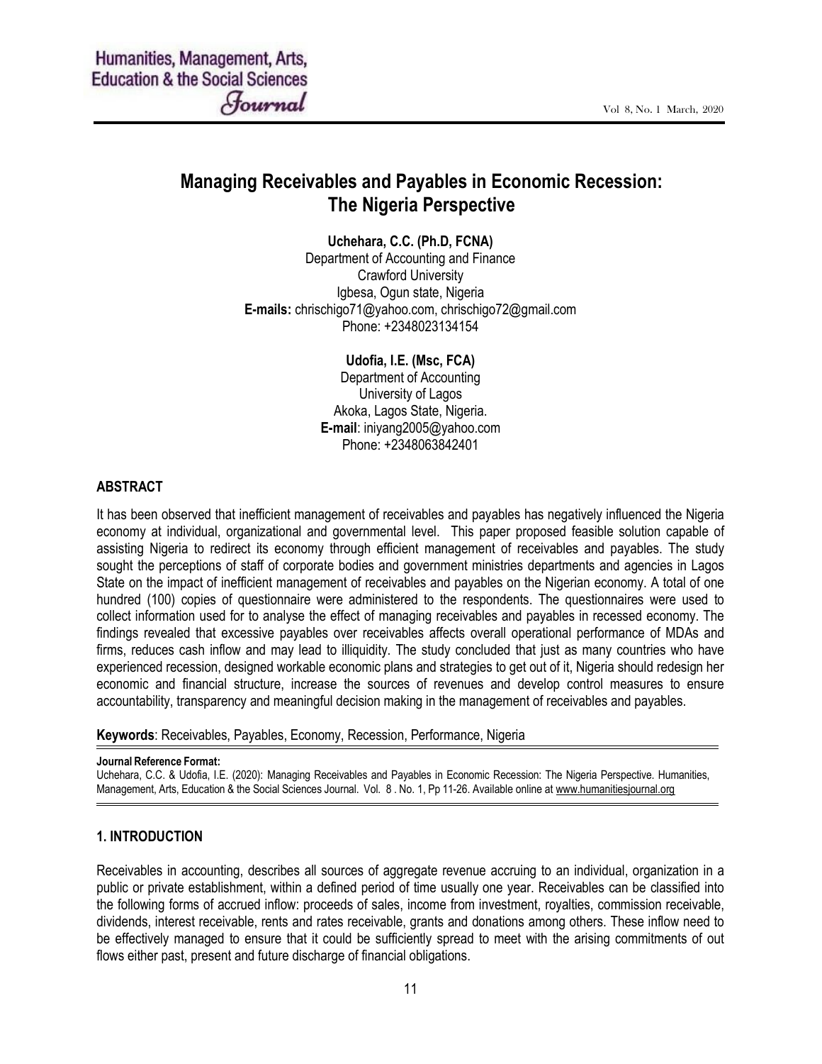# Managing Receivables and Payables in Economic Recession: The Nigeria Perspective

**Uchehara, C.C. (Ph.D, FCNA)**
Department of Accounting and Finance
Crawford University
Igbesa, Ogun state, Nigeria
**E-mails:** chrischigo71@yahoo.com, chrischigo72@gmail.com
Phone: +2348023134154

**Udofia, I.E. (Msc, FCA)**
Department of Accounting
University of Lagos
Akoka, Lagos State, Nigeria.
**E-mail**: iniyang2005@yahoo.com
Phone: +2348063842401

## ABSTRACT

It has been observed that inefficient management of receivables and payables has negatively influenced the Nigeria economy at individual, organizational and governmental level. This paper proposed feasible solution capable of assisting Nigeria to redirect its economy through efficient management of receivables and payables. The study sought the perceptions of staff of corporate bodies and government ministries departments and agencies in Lagos State on the impact of inefficient management of receivables and payables on the Nigerian economy. A total of one hundred (100) copies of questionnaire were administered to the respondents. The questionnaires were used to collect information used for to analyse the effect of managing receivables and payables in recessed economy. The findings revealed that excessive payables over receivables affects overall operational performance of MDAs and firms, reduces cash inflow and may lead to illiquidity. The study concluded that just as many countries who have experienced recession, designed workable economic plans and strategies to get out of it, Nigeria should redesign her economic and financial structure, increase the sources of revenues and develop control measures to ensure accountability, transparency and meaningful decision making in the management of receivables and payables.

**Keywords**: Receivables, Payables, Economy, Recession, Performance, Nigeria

**Journal Reference Format:**
Uchehara, C.C. & Udofia, I.E. (2020): Managing Receivables and Payables in Economic Recession: The Nigeria Perspective. Humanities, Management, Arts, Education & the Social Sciences Journal. Vol. 8 . No. 1, Pp 11-26. Available online at www.humanitiesjournal.org

## 1. INTRODUCTION

Receivables in accounting, describes all sources of aggregate revenue accruing to an individual, organization in a public or private establishment, within a defined period of time usually one year. Receivables can be classified into the following forms of accrued inflow: proceeds of sales, income from investment, royalties, commission receivable, dividends, interest receivable, rents and rates receivable, grants and donations among others. These inflow need to be effectively managed to ensure that it could be sufficiently spread to meet with the arising commitments of out flows either past, present and future discharge of financial obligations.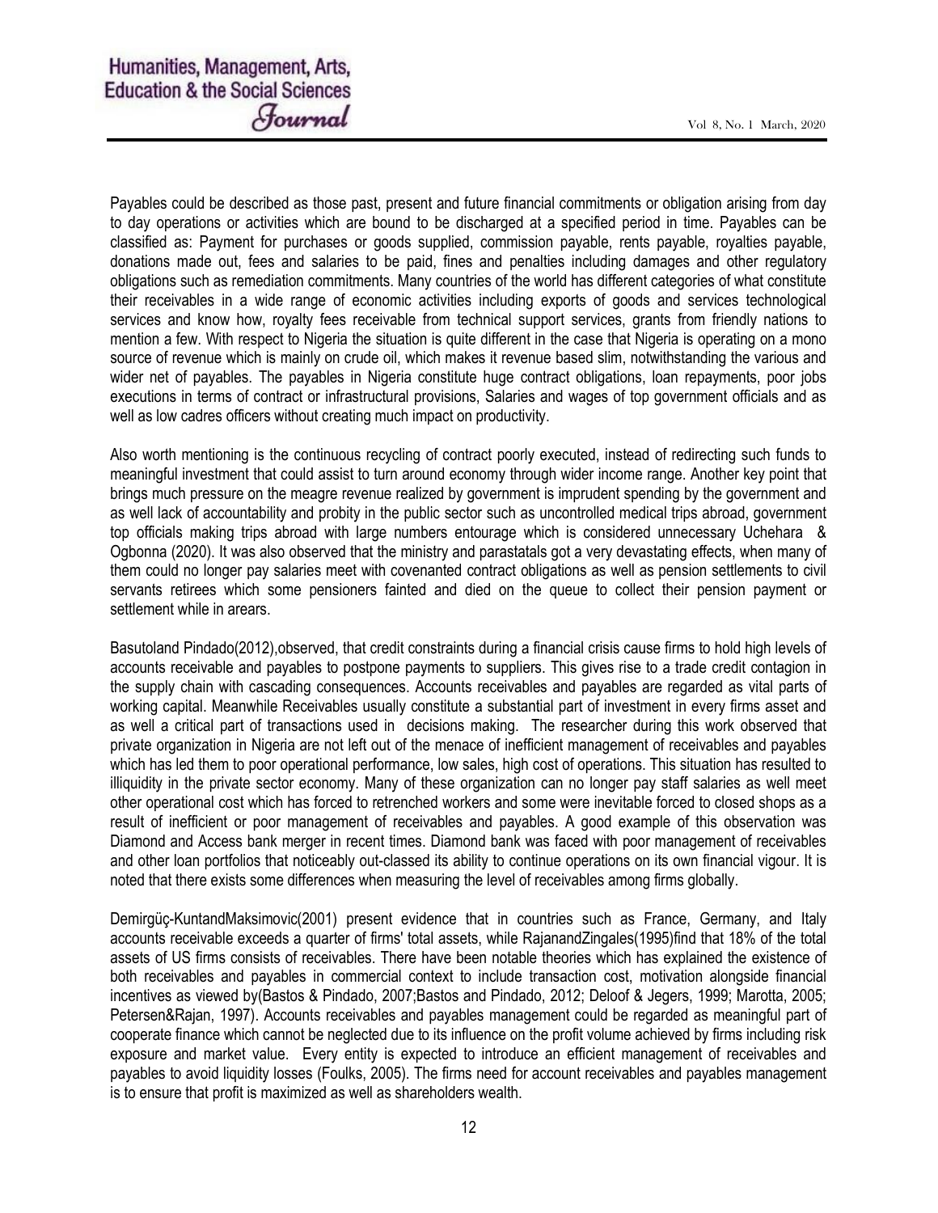Payables could be described as those past, present and future financial commitments or obligation arising from day to day operations or activities which are bound to be discharged at a specified period in time. Payables can be classified as: Payment for purchases or goods supplied, commission payable, rents payable, royalties payable, donations made out, fees and salaries to be paid, fines and penalties including damages and other regulatory obligations such as remediation commitments. Many countries of the world has different categories of what constitute their receivables in a wide range of economic activities including exports of goods and services technological services and know how, royalty fees receivable from technical support services, grants from friendly nations to mention a few. With respect to Nigeria the situation is quite different in the case that Nigeria is operating on a mono source of revenue which is mainly on crude oil, which makes it revenue based slim, notwithstanding the various and wider net of payables. The payables in Nigeria constitute huge contract obligations, loan repayments, poor jobs executions in terms of contract or infrastructural provisions, Salaries and wages of top government officials and as well as low cadres officers without creating much impact on productivity.

Also worth mentioning is the continuous recycling of contract poorly executed, instead of redirecting such funds to meaningful investment that could assist to turn around economy through wider income range. Another key point that brings much pressure on the meagre revenue realized by government is imprudent spending by the government and as well lack of accountability and probity in the public sector such as uncontrolled medical trips abroad, government top officials making trips abroad with large numbers entourage which is considered unnecessary Uchehara & Ogbonna (2020). It was also observed that the ministry and parastatals got a very devastating effects, when many of them could no longer pay salaries meet with covenanted contract obligations as well as pension settlements to civil servants retirees which some pensioners fainted and died on the queue to collect their pension payment or settlement while in arears.

Basutoland Pindado(2012),observed, that credit constraints during a financial crisis cause firms to hold high levels of accounts receivable and payables to postpone payments to suppliers. This gives rise to a trade credit contagion in the supply chain with cascading consequences. Accounts receivables and payables are regarded as vital parts of working capital. Meanwhile Receivables usually constitute a substantial part of investment in every firms asset and as well a critical part of transactions used in decisions making. The researcher during this work observed that private organization in Nigeria are not left out of the menace of inefficient management of receivables and payables which has led them to poor operational performance, low sales, high cost of operations. This situation has resulted to illiquidity in the private sector economy. Many of these organization can no longer pay staff salaries as well meet other operational cost which has forced to retrenched workers and some were inevitable forced to closed shops as a result of inefficient or poor management of receivables and payables. A good example of this observation was Diamond and Access bank merger in recent times. Diamond bank was faced with poor management of receivables and other loan portfolios that noticeably out-classed its ability to continue operations on its own financial vigour. It is noted that there exists some differences when measuring the level of receivables among firms globally.

Demirgüç-KuntandMaksimovic(2001) present evidence that in countries such as France, Germany, and Italy accounts receivable exceeds a quarter of firms' total assets, while RajanandZingales(1995)find that 18% of the total assets of US firms consists of receivables. There have been notable theories which has explained the existence of both receivables and payables in commercial context to include transaction cost, motivation alongside financial incentives as viewed by(Bastos & Pindado, 2007;Bastos and Pindado, 2012; Deloof & Jegers, 1999; Marotta, 2005; Petersen&Rajan, 1997). Accounts receivables and payables management could be regarded as meaningful part of cooperate finance which cannot be neglected due to its influence on the profit volume achieved by firms including risk exposure and market value. Every entity is expected to introduce an efficient management of receivables and payables to avoid liquidity losses (Foulks, 2005). The firms need for account receivables and payables management is to ensure that profit is maximized as well as shareholders wealth.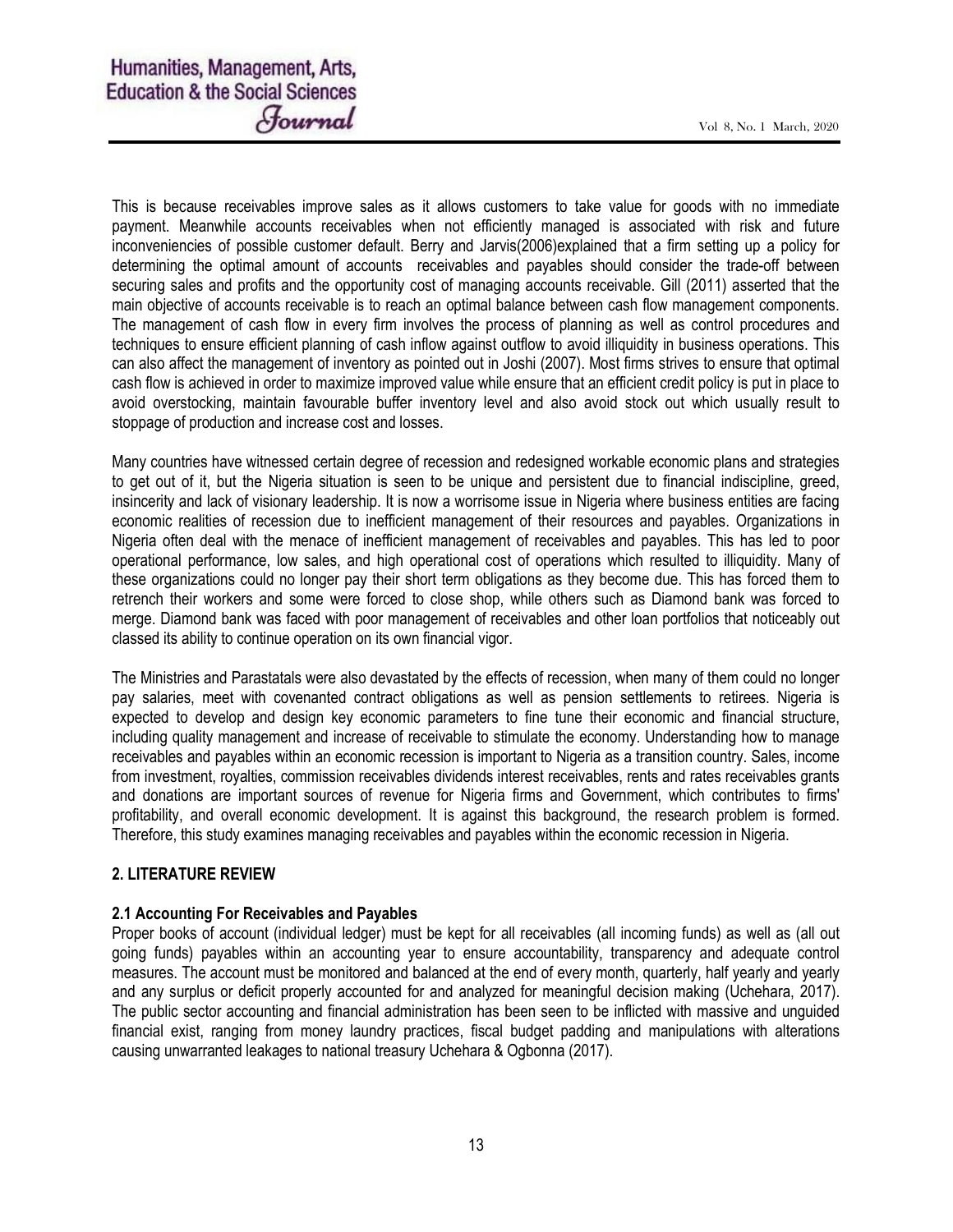This is because receivables improve sales as it allows customers to take value for goods with no immediate payment. Meanwhile accounts receivables when not efficiently managed is associated with risk and future inconveniencies of possible customer default. Berry and Jarvis(2006)explained that a firm setting up a policy for determining the optimal amount of accounts receivables and payables should consider the trade-off between securing sales and profits and the opportunity cost of managing accounts receivable. Gill (2011) asserted that the main objective of accounts receivable is to reach an optimal balance between cash flow management components. The management of cash flow in every firm involves the process of planning as well as control procedures and techniques to ensure efficient planning of cash inflow against outflow to avoid illiquidity in business operations. This can also affect the management of inventory as pointed out in Joshi (2007). Most firms strives to ensure that optimal cash flow is achieved in order to maximize improved value while ensure that an efficient credit policy is put in place to avoid overstocking, maintain favourable buffer inventory level and also avoid stock out which usually result to stoppage of production and increase cost and losses.

Many countries have witnessed certain degree of recession and redesigned workable economic plans and strategies to get out of it, but the Nigeria situation is seen to be unique and persistent due to financial indiscipline, greed, insincerity and lack of visionary leadership. It is now a worrisome issue in Nigeria where business entities are facing economic realities of recession due to inefficient management of their resources and payables. Organizations in Nigeria often deal with the menace of inefficient management of receivables and payables. This has led to poor operational performance, low sales, and high operational cost of operations which resulted to illiquidity. Many of these organizations could no longer pay their short term obligations as they become due. This has forced them to retrench their workers and some were forced to close shop, while others such as Diamond bank was forced to merge. Diamond bank was faced with poor management of receivables and other loan portfolios that noticeably out classed its ability to continue operation on its own financial vigor.

The Ministries and Parastatals were also devastated by the effects of recession, when many of them could no longer pay salaries, meet with covenanted contract obligations as well as pension settlements to retirees. Nigeria is expected to develop and design key economic parameters to fine tune their economic and financial structure, including quality management and increase of receivable to stimulate the economy. Understanding how to manage receivables and payables within an economic recession is important to Nigeria as a transition country. Sales, income from investment, royalties, commission receivables dividends interest receivables, rents and rates receivables grants and donations are important sources of revenue for Nigeria firms and Government, which contributes to firms' profitability, and overall economic development. It is against this background, the research problem is formed. Therefore, this study examines managing receivables and payables within the economic recession in Nigeria.

## 2. LITERATURE REVIEW

### 2.1 Accounting For Receivables and Payables

Proper books of account (individual ledger) must be kept for all receivables (all incoming funds) as well as (all out going funds) payables within an accounting year to ensure accountability, transparency and adequate control measures. The account must be monitored and balanced at the end of every month, quarterly, half yearly and yearly and any surplus or deficit properly accounted for and analyzed for meaningful decision making (Uchehara, 2017). The public sector accounting and financial administration has been seen to be inflicted with massive and unguided financial exist, ranging from money laundry practices, fiscal budget padding and manipulations with alterations causing unwarranted leakages to national treasury Uchehara & Ogbonna (2017).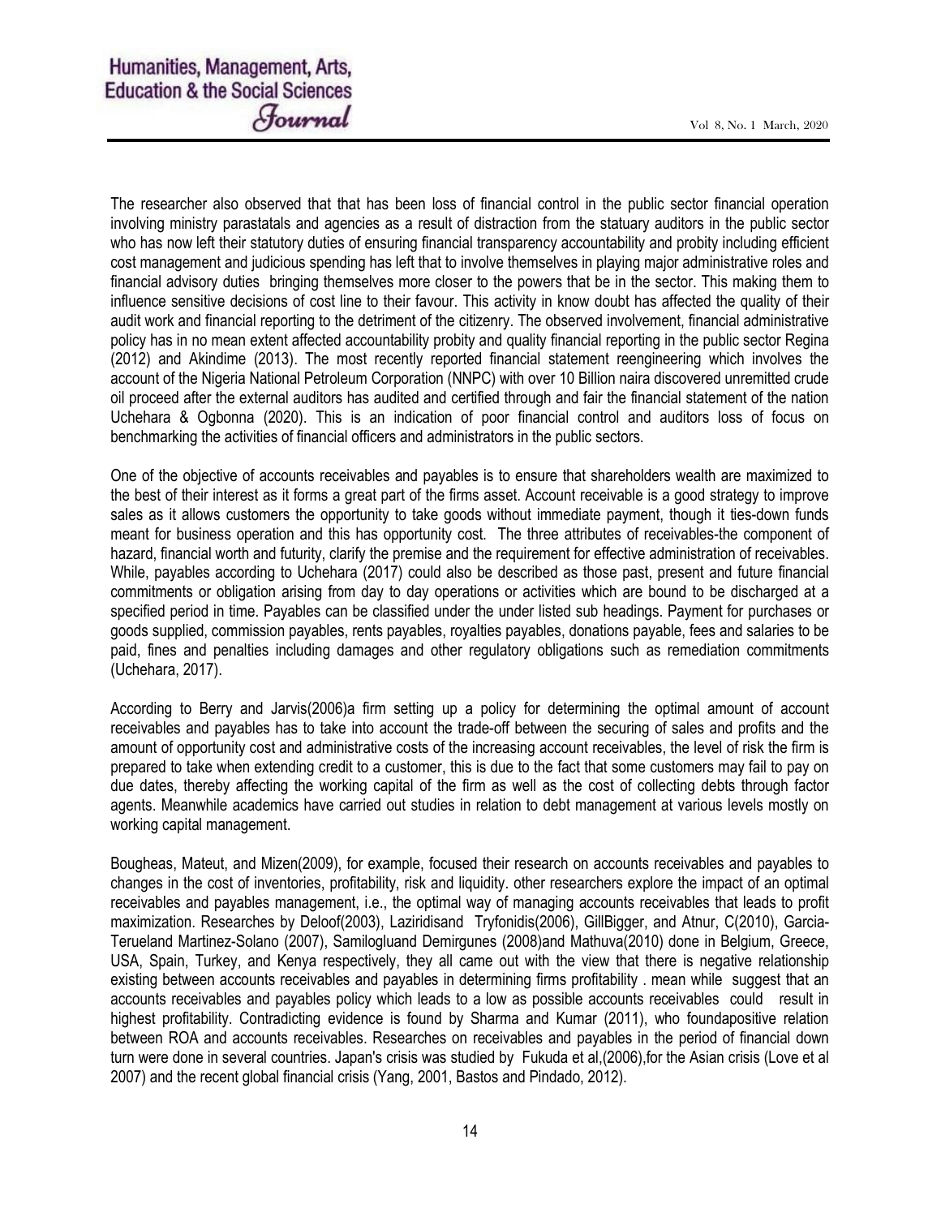The researcher also observed that that has been loss of financial control in the public sector financial operation involving ministry parastatals and agencies as a result of distraction from the statuary auditors in the public sector who has now left their statutory duties of ensuring financial transparency accountability and probity including efficient cost management and judicious spending has left that to involve themselves in playing major administrative roles and financial advisory duties bringing themselves more closer to the powers that be in the sector. This making them to influence sensitive decisions of cost line to their favour. This activity in know doubt has affected the quality of their audit work and financial reporting to the detriment of the citizenry. The observed involvement, financial administrative policy has in no mean extent affected accountability probity and quality financial reporting in the public sector Regina (2012) and Akindime (2013). The most recently reported financial statement reengineering which involves the account of the Nigeria National Petroleum Corporation (NNPC) with over 10 Billion naira discovered unremitted crude oil proceed after the external auditors has audited and certified through and fair the financial statement of the nation Uchehara & Ogbonna (2020). This is an indication of poor financial control and auditors loss of focus on benchmarking the activities of financial officers and administrators in the public sectors.

One of the objective of accounts receivables and payables is to ensure that shareholders wealth are maximized to the best of their interest as it forms a great part of the firms asset. Account receivable is a good strategy to improve sales as it allows customers the opportunity to take goods without immediate payment, though it ties-down funds meant for business operation and this has opportunity cost. The three attributes of receivables-the component of hazard, financial worth and futurity, clarify the premise and the requirement for effective administration of receivables. While, payables according to Uchehara (2017) could also be described as those past, present and future financial commitments or obligation arising from day to day operations or activities which are bound to be discharged at a specified period in time. Payables can be classified under the under listed sub headings. Payment for purchases or goods supplied, commission payables, rents payables, royalties payables, donations payable, fees and salaries to be paid, fines and penalties including damages and other regulatory obligations such as remediation commitments (Uchehara, 2017).

According to Berry and Jarvis(2006)a firm setting up a policy for determining the optimal amount of account receivables and payables has to take into account the trade-off between the securing of sales and profits and the amount of opportunity cost and administrative costs of the increasing account receivables, the level of risk the firm is prepared to take when extending credit to a customer, this is due to the fact that some customers may fail to pay on due dates, thereby affecting the working capital of the firm as well as the cost of collecting debts through factor agents. Meanwhile academics have carried out studies in relation to debt management at various levels mostly on working capital management.

Bougheas, Mateut, and Mizen(2009), for example, focused their research on accounts receivables and payables to changes in the cost of inventories, profitability, risk and liquidity. other researchers explore the impact of an optimal receivables and payables management, i.e., the optimal way of managing accounts receivables that leads to profit maximization. Researches by Deloof(2003), Laziridisand Tryfonidis(2006), GillBigger, and Atnur, C(2010), Garcia-Terueland Martinez-Solano (2007), Samilogluand Demirgunes (2008)and Mathuva(2010) done in Belgium, Greece, USA, Spain, Turkey, and Kenya respectively, they all came out with the view that there is negative relationship existing between accounts receivables and payables in determining firms profitability . mean while suggest that an accounts receivables and payables policy which leads to a low as possible accounts receivables could result in highest profitability. Contradicting evidence is found by Sharma and Kumar (2011), who foundapositive relation between ROA and accounts receivables. Researches on receivables and payables in the period of financial down turn were done in several countries. Japan's crisis was studied by Fukuda et al,(2006),for the Asian crisis (Love et al 2007) and the recent global financial crisis (Yang, 2001, Bastos and Pindado, 2012).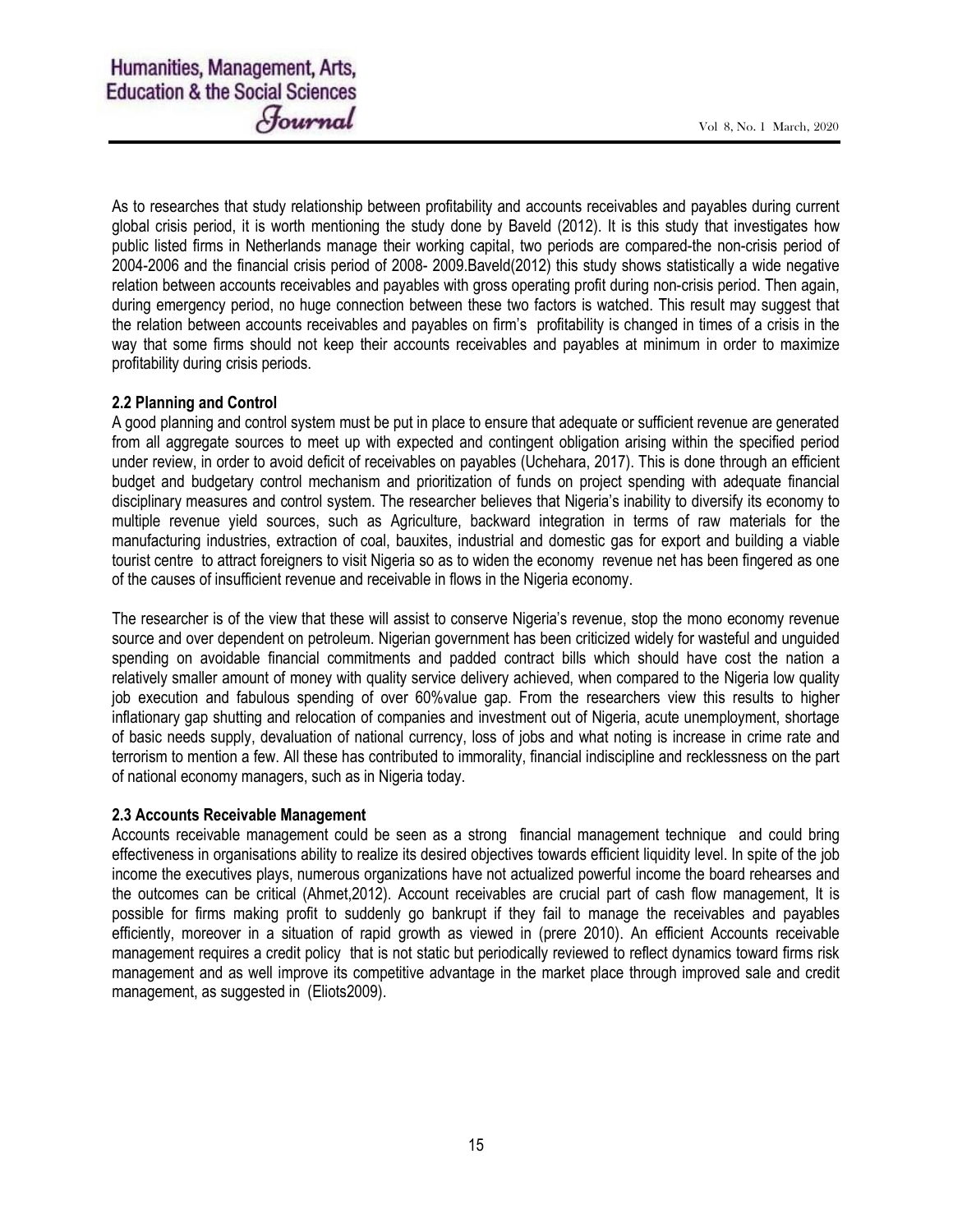As to researches that study relationship between profitability and accounts receivables and payables during current global crisis period, it is worth mentioning the study done by Baveld (2012). It is this study that investigates how public listed firms in Netherlands manage their working capital, two periods are compared-the non-crisis period of 2004-2006 and the financial crisis period of 2008- 2009.Baveld(2012) this study shows statistically a wide negative relation between accounts receivables and payables with gross operating profit during non-crisis period. Then again, during emergency period, no huge connection between these two factors is watched. This result may suggest that the relation between accounts receivables and payables on firm's profitability is changed in times of a crisis in the way that some firms should not keep their accounts receivables and payables at minimum in order to maximize profitability during crisis periods.

### 2.2 Planning and Control

A good planning and control system must be put in place to ensure that adequate or sufficient revenue are generated from all aggregate sources to meet up with expected and contingent obligation arising within the specified period under review, in order to avoid deficit of receivables on payables (Uchehara, 2017). This is done through an efficient budget and budgetary control mechanism and prioritization of funds on project spending with adequate financial disciplinary measures and control system. The researcher believes that Nigeria's inability to diversify its economy to multiple revenue yield sources, such as Agriculture, backward integration in terms of raw materials for the manufacturing industries, extraction of coal, bauxites, industrial and domestic gas for export and building a viable tourist centre to attract foreigners to visit Nigeria so as to widen the economy revenue net has been fingered as one of the causes of insufficient revenue and receivable in flows in the Nigeria economy.

The researcher is of the view that these will assist to conserve Nigeria's revenue, stop the mono economy revenue source and over dependent on petroleum. Nigerian government has been criticized widely for wasteful and unguided spending on avoidable financial commitments and padded contract bills which should have cost the nation a relatively smaller amount of money with quality service delivery achieved, when compared to the Nigeria low quality job execution and fabulous spending of over 60%value gap. From the researchers view this results to higher inflationary gap shutting and relocation of companies and investment out of Nigeria, acute unemployment, shortage of basic needs supply, devaluation of national currency, loss of jobs and what noting is increase in crime rate and terrorism to mention a few. All these has contributed to immorality, financial indiscipline and recklessness on the part of national economy managers, such as in Nigeria today.

### 2.3 Accounts Receivable Management

Accounts receivable management could be seen as a strong financial management technique and could bring effectiveness in organisations ability to realize its desired objectives towards efficient liquidity level. In spite of the job income the executives plays, numerous organizations have not actualized powerful income the board rehearses and the outcomes can be critical (Ahmet,2012). Account receivables are crucial part of cash flow management, It is possible for firms making profit to suddenly go bankrupt if they fail to manage the receivables and payables efficiently, moreover in a situation of rapid growth as viewed in (prere 2010). An efficient Accounts receivable management requires a credit policy that is not static but periodically reviewed to reflect dynamics toward firms risk management and as well improve its competitive advantage in the market place through improved sale and credit management, as suggested in (Eliots2009).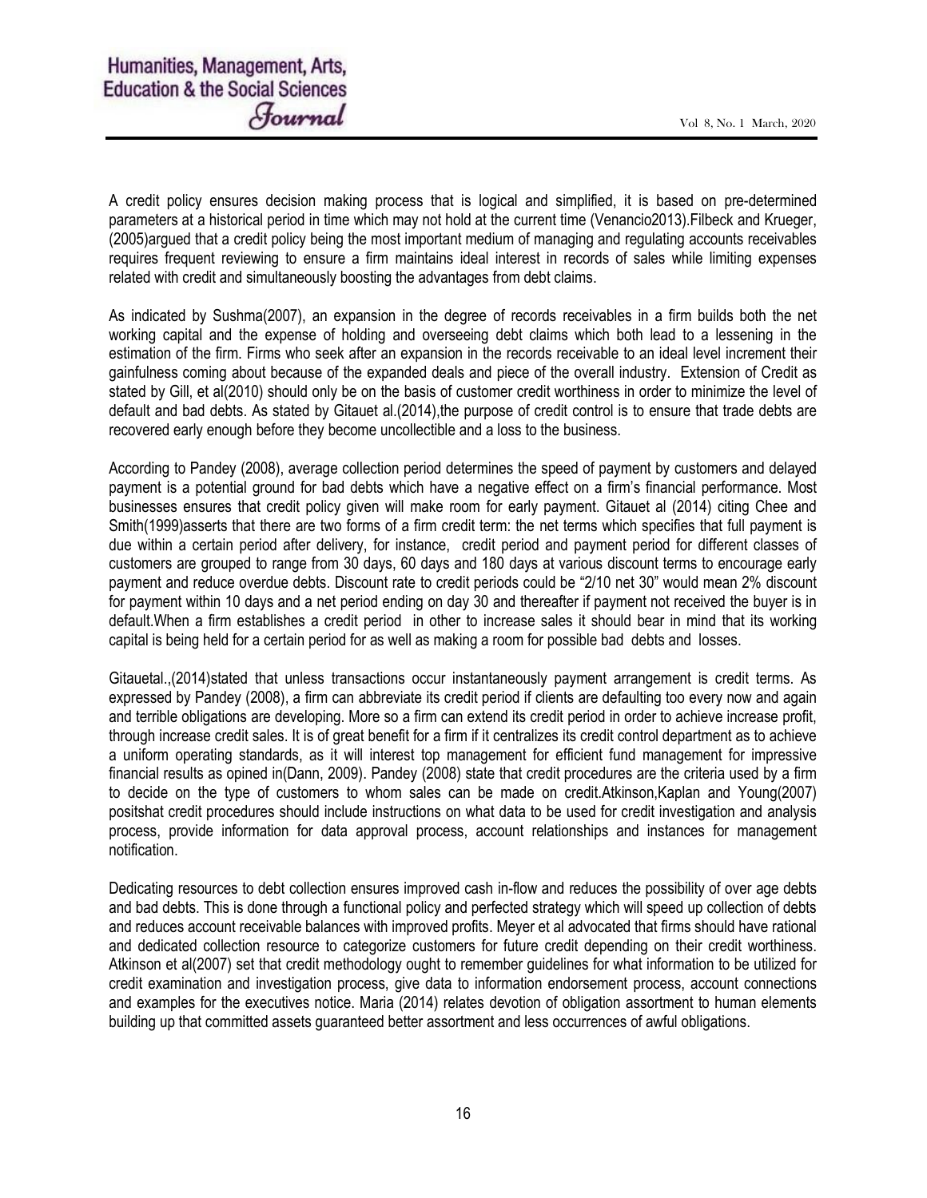A credit policy ensures decision making process that is logical and simplified, it is based on pre-determined parameters at a historical period in time which may not hold at the current time (Venancio2013).Filbeck and Krueger, (2005)argued that a credit policy being the most important medium of managing and regulating accounts receivables requires frequent reviewing to ensure a firm maintains ideal interest in records of sales while limiting expenses related with credit and simultaneously boosting the advantages from debt claims.

As indicated by Sushma(2007), an expansion in the degree of records receivables in a firm builds both the net working capital and the expense of holding and overseeing debt claims which both lead to a lessening in the estimation of the firm. Firms who seek after an expansion in the records receivable to an ideal level increment their gainfulness coming about because of the expanded deals and piece of the overall industry. Extension of Credit as stated by Gill, et al(2010) should only be on the basis of customer credit worthiness in order to minimize the level of default and bad debts. As stated by Gitauet al.(2014),the purpose of credit control is to ensure that trade debts are recovered early enough before they become uncollectible and a loss to the business.

According to Pandey (2008), average collection period determines the speed of payment by customers and delayed payment is a potential ground for bad debts which have a negative effect on a firm's financial performance. Most businesses ensures that credit policy given will make room for early payment. Gitauet al (2014) citing Chee and Smith(1999)asserts that there are two forms of a firm credit term: the net terms which specifies that full payment is due within a certain period after delivery, for instance, credit period and payment period for different classes of customers are grouped to range from 30 days, 60 days and 180 days at various discount terms to encourage early payment and reduce overdue debts. Discount rate to credit periods could be "2/10 net 30" would mean 2% discount for payment within 10 days and a net period ending on day 30 and thereafter if payment not received the buyer is in default.When a firm establishes a credit period in other to increase sales it should bear in mind that its working capital is being held for a certain period for as well as making a room for possible bad debts and losses.

Gitauetal.,(2014)stated that unless transactions occur instantaneously payment arrangement is credit terms. As expressed by Pandey (2008), a firm can abbreviate its credit period if clients are defaulting too every now and again and terrible obligations are developing. More so a firm can extend its credit period in order to achieve increase profit, through increase credit sales. It is of great benefit for a firm if it centralizes its credit control department as to achieve a uniform operating standards, as it will interest top management for efficient fund management for impressive financial results as opined in(Dann, 2009). Pandey (2008) state that credit procedures are the criteria used by a firm to decide on the type of customers to whom sales can be made on credit.Atkinson,Kaplan and Young(2007) positshat credit procedures should include instructions on what data to be used for credit investigation and analysis process, provide information for data approval process, account relationships and instances for management notification.

Dedicating resources to debt collection ensures improved cash in-flow and reduces the possibility of over age debts and bad debts. This is done through a functional policy and perfected strategy which will speed up collection of debts and reduces account receivable balances with improved profits. Meyer et al advocated that firms should have rational and dedicated collection resource to categorize customers for future credit depending on their credit worthiness. Atkinson et al(2007) set that credit methodology ought to remember guidelines for what information to be utilized for credit examination and investigation process, give data to information endorsement process, account connections and examples for the executives notice. Maria (2014) relates devotion of obligation assortment to human elements building up that committed assets guaranteed better assortment and less occurrences of awful obligations.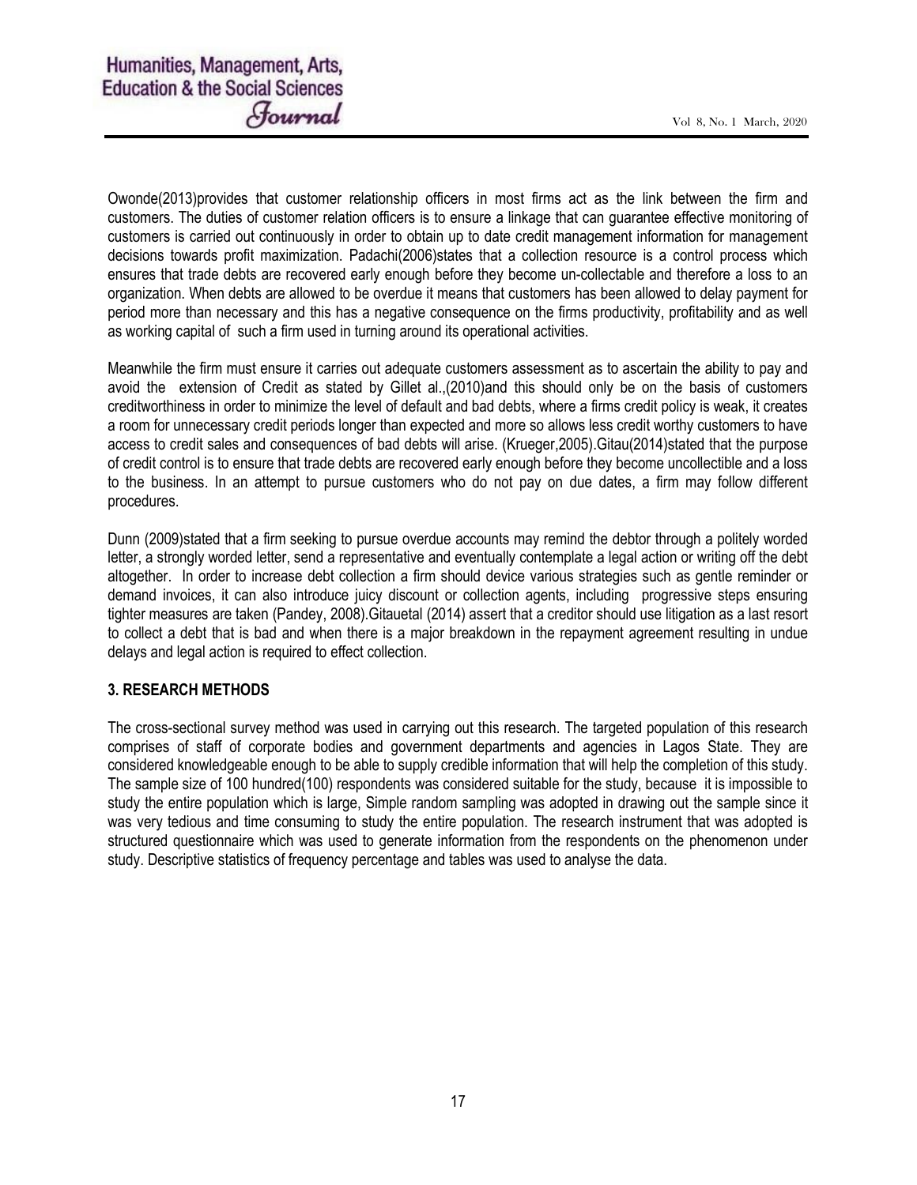Owonde(2013)provides that customer relationship officers in most firms act as the link between the firm and customers. The duties of customer relation officers is to ensure a linkage that can guarantee effective monitoring of customers is carried out continuously in order to obtain up to date credit management information for management decisions towards profit maximization. Padachi(2006)states that a collection resource is a control process which ensures that trade debts are recovered early enough before they become un-collectable and therefore a loss to an organization. When debts are allowed to be overdue it means that customers has been allowed to delay payment for period more than necessary and this has a negative consequence on the firms productivity, profitability and as well as working capital of such a firm used in turning around its operational activities.

Meanwhile the firm must ensure it carries out adequate customers assessment as to ascertain the ability to pay and avoid the extension of Credit as stated by Gillet al.,(2010)and this should only be on the basis of customers creditworthiness in order to minimize the level of default and bad debts, where a firms credit policy is weak, it creates a room for unnecessary credit periods longer than expected and more so allows less credit worthy customers to have access to credit sales and consequences of bad debts will arise. (Krueger,2005).Gitau(2014)stated that the purpose of credit control is to ensure that trade debts are recovered early enough before they become uncollectible and a loss to the business. In an attempt to pursue customers who do not pay on due dates, a firm may follow different procedures.

Dunn (2009)stated that a firm seeking to pursue overdue accounts may remind the debtor through a politely worded letter, a strongly worded letter, send a representative and eventually contemplate a legal action or writing off the debt altogether. In order to increase debt collection a firm should device various strategies such as gentle reminder or demand invoices, it can also introduce juicy discount or collection agents, including progressive steps ensuring tighter measures are taken (Pandey, 2008).Gitauetal (2014) assert that a creditor should use litigation as a last resort to collect a debt that is bad and when there is a major breakdown in the repayment agreement resulting in undue delays and legal action is required to effect collection.

## 3. RESEARCH METHODS

The cross-sectional survey method was used in carrying out this research. The targeted population of this research comprises of staff of corporate bodies and government departments and agencies in Lagos State. They are considered knowledgeable enough to be able to supply credible information that will help the completion of this study. The sample size of 100 hundred(100) respondents was considered suitable for the study, because it is impossible to study the entire population which is large, Simple random sampling was adopted in drawing out the sample since it was very tedious and time consuming to study the entire population. The research instrument that was adopted is structured questionnaire which was used to generate information from the respondents on the phenomenon under study. Descriptive statistics of frequency percentage and tables was used to analyse the data.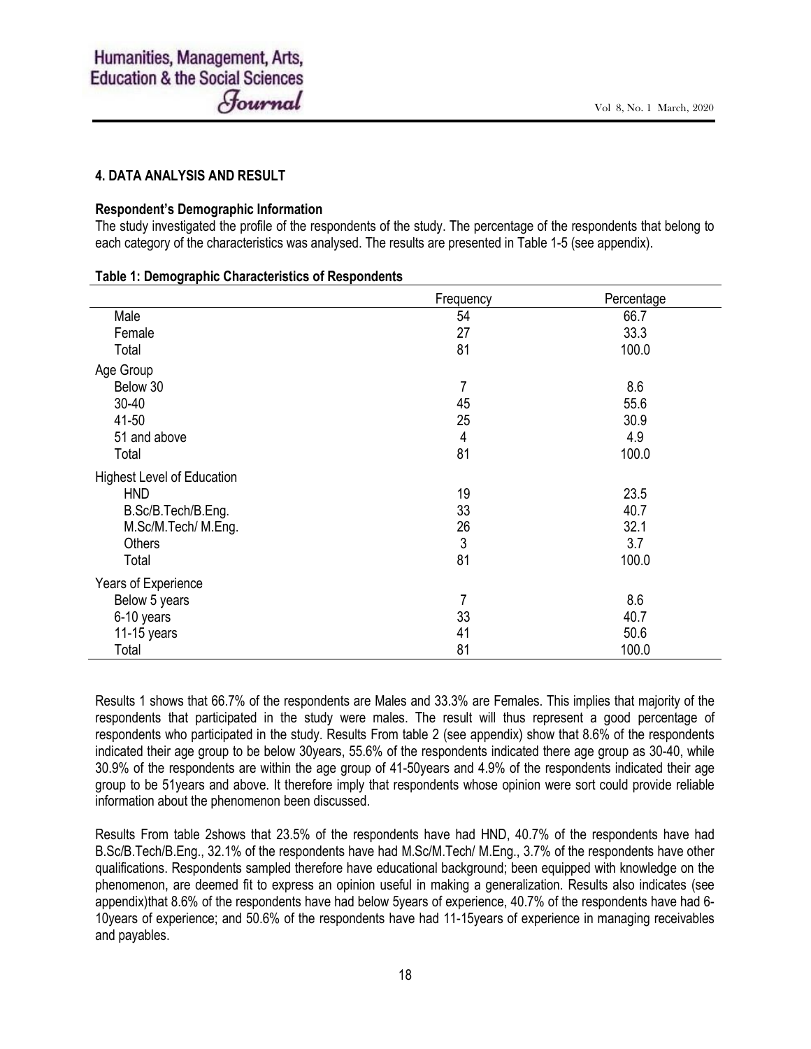### 4. DATA ANALYSIS AND RESULT

**Respondent's Demographic Information**

The study investigated the profile of the respondents of the study. The percentage of the respondents that belong to each category of the characteristics was analysed. The results are presented in Table 1-5 (see appendix).

**Table 1: Demographic Characteristics of Respondents**

| | Frequency | Percentage |
|---|---|---|
| Male | 54 | 66.7 |
| Female | 27 | 33.3 |
| Total | 81 | 100.0 |
| Age Group | | |
| Below 30 | 7 | 8.6 |
| 30-40 | 45 | 55.6 |
| 41-50 | 25 | 30.9 |
| 51 and above | 4 | 4.9 |
| Total | 81 | 100.0 |
| Highest Level of Education | | |
| HND | 19 | 23.5 |
| B.Sc/B.Tech/B.Eng. | 33 | 40.7 |
| M.Sc/M.Tech/ M.Eng. | 26 | 32.1 |
| Others | 3 | 3.7 |
| Total | 81 | 100.0 |
| Years of Experience | | |
| Below 5 years | 7 | 8.6 |
| 6-10 years | 33 | 40.7 |
| 11-15 years | 41 | 50.6 |
| Total | 81 | 100.0 |

Results 1 shows that 66.7% of the respondents are Males and 33.3% are Females. This implies that majority of the respondents that participated in the study were males. The result will thus represent a good percentage of respondents who participated in the study. Results From table 2 (see appendix) show that 8.6% of the respondents indicated their age group to be below 30years, 55.6% of the respondents indicated there age group as 30-40, while 30.9% of the respondents are within the age group of 41-50years and 4.9% of the respondents indicated their age group to be 51years and above. It therefore imply that respondents whose opinion were sort could provide reliable information about the phenomenon been discussed.

Results From table 2shows that 23.5% of the respondents have had HND, 40.7% of the respondents have had B.Sc/B.Tech/B.Eng., 32.1% of the respondents have had M.Sc/M.Tech/ M.Eng., 3.7% of the respondents have other qualifications. Respondents sampled therefore have educational background; been equipped with knowledge on the phenomenon, are deemed fit to express an opinion useful in making a generalization. Results also indicates (see appendix)that 8.6% of the respondents have had below 5years of experience, 40.7% of the respondents have had 6-10years of experience; and 50.6% of the respondents have had 11-15years of experience in managing receivables and payables.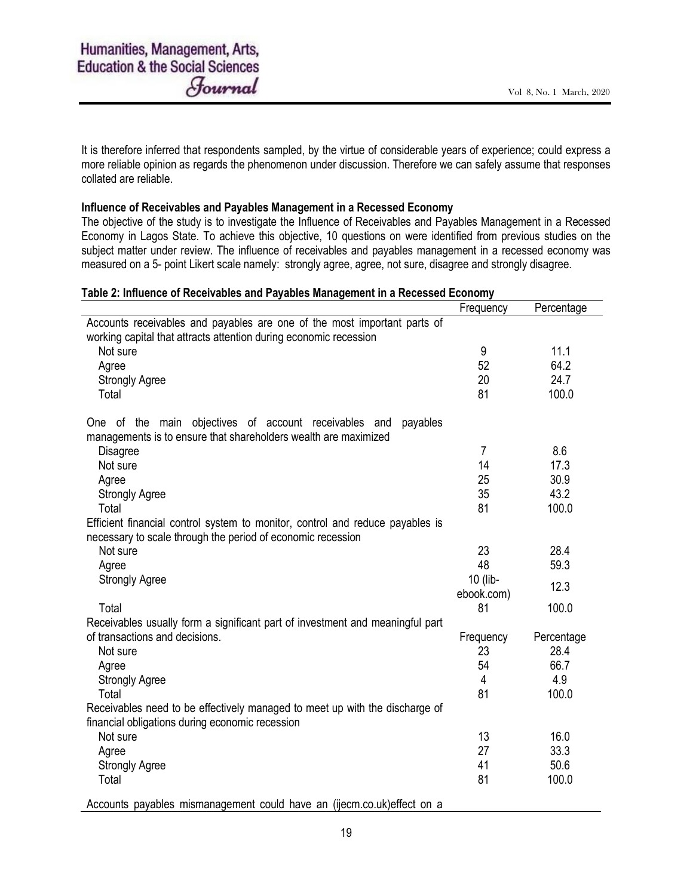It is therefore inferred that respondents sampled, by the virtue of considerable years of experience; could express a more reliable opinion as regards the phenomenon under discussion. Therefore we can safely assume that responses collated are reliable.

**Influence of Receivables and Payables Management in a Recessed Economy**

The objective of the study is to investigate the Influence of Receivables and Payables Management in a Recessed Economy in Lagos State. To achieve this objective, 10 questions on were identified from previous studies on the subject matter under review. The influence of receivables and payables management in a recessed economy was measured on a 5- point Likert scale namely: strongly agree, agree, not sure, disagree and strongly disagree.

**Table 2: Influence of Receivables and Payables Management in a Recessed Economy**

| | Frequency | Percentage |
|---|---|---|
| Accounts receivables and payables are one of the most important parts of working capital that attracts attention during economic recession | | |
| Not sure | 9 | 11.1 |
| Agree | 52 | 64.2 |
| Strongly Agree | 20 | 24.7 |
| Total | 81 | 100.0 |
| One of the main objectives of account receivables and payables managements is to ensure that shareholders wealth are maximized | | |
| Disagree | 7 | 8.6 |
| Not sure | 14 | 17.3 |
| Agree | 25 | 30.9 |
| Strongly Agree | 35 | 43.2 |
| Total | 81 | 100.0 |
| Efficient financial control system to monitor, control and reduce payables is necessary to scale through the period of economic recession | | |
| Not sure | 23 | 28.4 |
| Agree | 48 | 59.3 |
| Strongly Agree | 10 (lib-ebook.com) | 12.3 |
| Total | 81 | 100.0 |
| Receivables usually form a significant part of investment and meaningful part of transactions and decisions. | Frequency | Percentage |
| Not sure | 23 | 28.4 |
| Agree | 54 | 66.7 |
| Strongly Agree | 4 | 4.9 |
| Total | 81 | 100.0 |
| Receivables need to be effectively managed to meet up with the discharge of financial obligations during economic recession | | |
| Not sure | 13 | 16.0 |
| Agree | 27 | 33.3 |
| Strongly Agree | 41 | 50.6 |
| Total | 81 | 100.0 |
| Accounts payables mismanagement could have an (ijecm.co.uk)effect on a | | |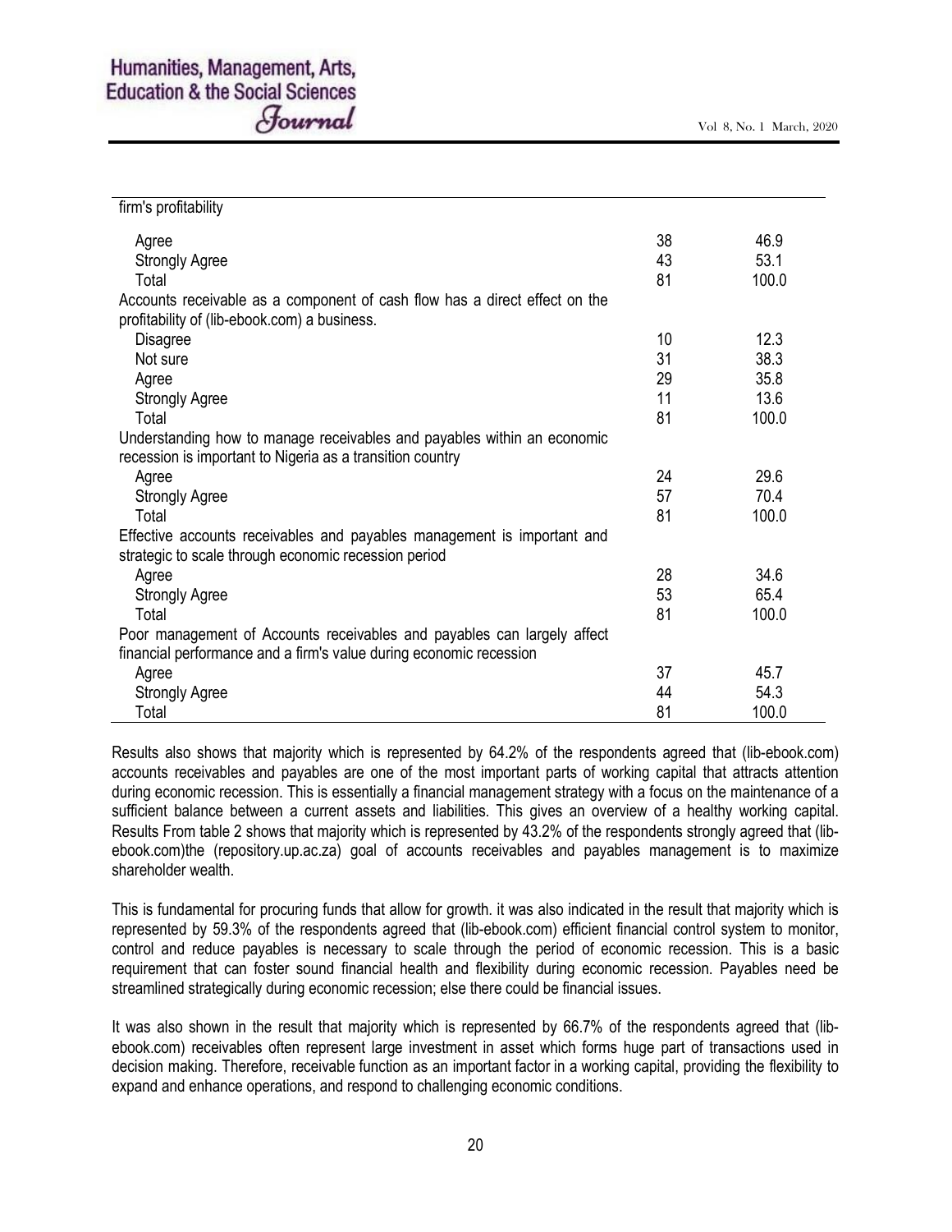| | | |
|---|---|---|
| firm's profitability | | |
| Agree | 38 | 46.9 |
| Strongly Agree | 43 | 53.1 |
| Total | 81 | 100.0 |
| Accounts receivable as a component of cash flow has a direct effect on the profitability of (lib-ebook.com) a business. | | |
| Disagree | 10 | 12.3 |
| Not sure | 31 | 38.3 |
| Agree | 29 | 35.8 |
| Strongly Agree | 11 | 13.6 |
| Total | 81 | 100.0 |
| Understanding how to manage receivables and payables within an economic recession is important to Nigeria as a transition country | | |
| Agree | 24 | 29.6 |
| Strongly Agree | 57 | 70.4 |
| Total | 81 | 100.0 |
| Effective accounts receivables and payables management is important and strategic to scale through economic recession period | | |
| Agree | 28 | 34.6 |
| Strongly Agree | 53 | 65.4 |
| Total | 81 | 100.0 |
| Poor management of Accounts receivables and payables can largely affect financial performance and a firm's value during economic recession | | |
| Agree | 37 | 45.7 |
| Strongly Agree | 44 | 54.3 |
| Total | 81 | 100.0 |

Results also shows that majority which is represented by 64.2% of the respondents agreed that (lib-ebook.com) accounts receivables and payables are one of the most important parts of working capital that attracts attention during economic recession. This is essentially a financial management strategy with a focus on the maintenance of a sufficient balance between a current assets and liabilities. This gives an overview of a healthy working capital. Results From table 2 shows that majority which is represented by 43.2% of the respondents strongly agreed that (lib-ebook.com)the (repository.up.ac.za) goal of accounts receivables and payables management is to maximize shareholder wealth.

This is fundamental for procuring funds that allow for growth. it was also indicated in the result that majority which is represented by 59.3% of the respondents agreed that (lib-ebook.com) efficient financial control system to monitor, control and reduce payables is necessary to scale through the period of economic recession. This is a basic requirement that can foster sound financial health and flexibility during economic recession. Payables need be streamlined strategically during economic recession; else there could be financial issues.

It was also shown in the result that majority which is represented by 66.7% of the respondents agreed that (lib-ebook.com) receivables often represent large investment in asset which forms huge part of transactions used in decision making. Therefore, receivable function as an important factor in a working capital, providing the flexibility to expand and enhance operations, and respond to challenging economic conditions.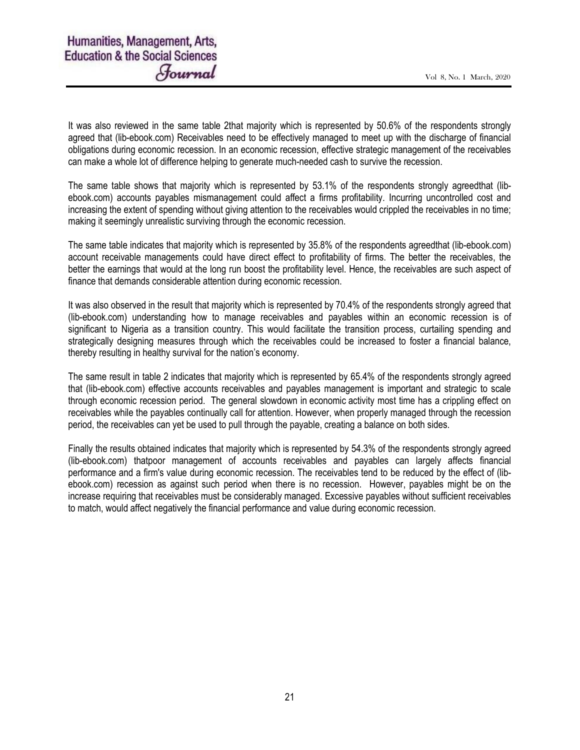It was also reviewed in the same table 2that majority which is represented by 50.6% of the respondents strongly agreed that (lib-ebook.com) Receivables need to be effectively managed to meet up with the discharge of financial obligations during economic recession. In an economic recession, effective strategic management of the receivables can make a whole lot of difference helping to generate much-needed cash to survive the recession.

The same table shows that majority which is represented by 53.1% of the respondents strongly agreedthat (lib-ebook.com) accounts payables mismanagement could affect a firms profitability. Incurring uncontrolled cost and increasing the extent of spending without giving attention to the receivables would crippled the receivables in no time; making it seemingly unrealistic surviving through the economic recession.

The same table indicates that majority which is represented by 35.8% of the respondents agreedthat (lib-ebook.com) account receivable managements could have direct effect to profitability of firms. The better the receivables, the better the earnings that would at the long run boost the profitability level. Hence, the receivables are such aspect of finance that demands considerable attention during economic recession.

It was also observed in the result that majority which is represented by 70.4% of the respondents strongly agreed that (lib-ebook.com) understanding how to manage receivables and payables within an economic recession is of significant to Nigeria as a transition country. This would facilitate the transition process, curtailing spending and strategically designing measures through which the receivables could be increased to foster a financial balance, thereby resulting in healthy survival for the nation's economy.

The same result in table 2 indicates that majority which is represented by 65.4% of the respondents strongly agreed that (lib-ebook.com) effective accounts receivables and payables management is important and strategic to scale through economic recession period. The general slowdown in economic activity most time has a crippling effect on receivables while the payables continually call for attention. However, when properly managed through the recession period, the receivables can yet be used to pull through the payable, creating a balance on both sides.

Finally the results obtained indicates that majority which is represented by 54.3% of the respondents strongly agreed (lib-ebook.com) thatpoor management of accounts receivables and payables can largely affects financial performance and a firm's value during economic recession. The receivables tend to be reduced by the effect of (lib-ebook.com) recession as against such period when there is no recession. However, payables might be on the increase requiring that receivables must be considerably managed. Excessive payables without sufficient receivables to match, would affect negatively the financial performance and value during economic recession.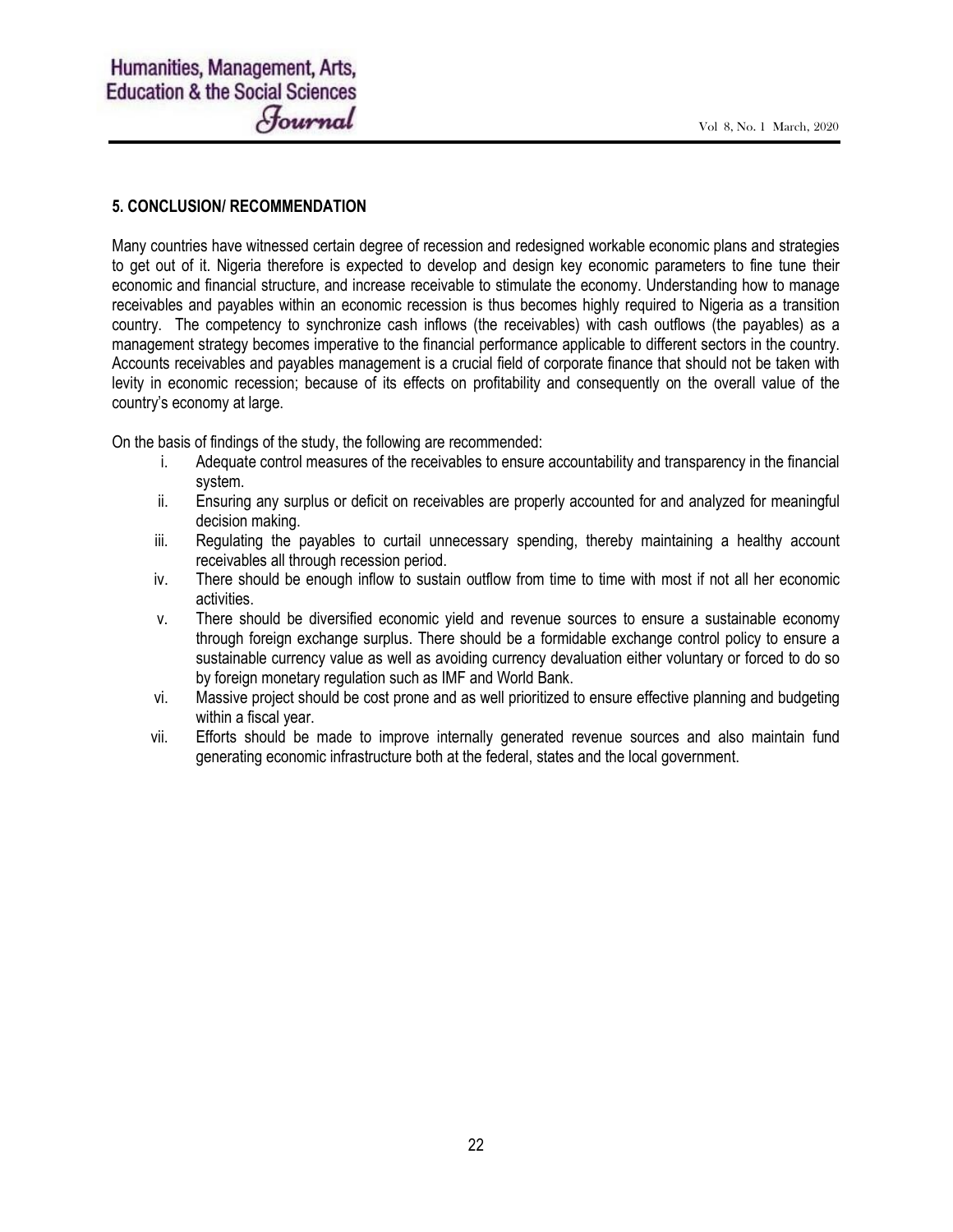## 5. CONCLUSION/ RECOMMENDATION

Many countries have witnessed certain degree of recession and redesigned workable economic plans and strategies to get out of it. Nigeria therefore is expected to develop and design key economic parameters to fine tune their economic and financial structure, and increase receivable to stimulate the economy. Understanding how to manage receivables and payables within an economic recession is thus becomes highly required to Nigeria as a transition country. The competency to synchronize cash inflows (the receivables) with cash outflows (the payables) as a management strategy becomes imperative to the financial performance applicable to different sectors in the country. Accounts receivables and payables management is a crucial field of corporate finance that should not be taken with levity in economic recession; because of its effects on profitability and consequently on the overall value of the country's economy at large.

On the basis of findings of the study, the following are recommended:

i. Adequate control measures of the receivables to ensure accountability and transparency in the financial system.
ii. Ensuring any surplus or deficit on receivables are properly accounted for and analyzed for meaningful decision making.
iii. Regulating the payables to curtail unnecessary spending, thereby maintaining a healthy account receivables all through recession period.
iv. There should be enough inflow to sustain outflow from time to time with most if not all her economic activities.
v. There should be diversified economic yield and revenue sources to ensure a sustainable economy through foreign exchange surplus. There should be a formidable exchange control policy to ensure a sustainable currency value as well as avoiding currency devaluation either voluntary or forced to do so by foreign monetary regulation such as IMF and World Bank.
vi. Massive project should be cost prone and as well prioritized to ensure effective planning and budgeting within a fiscal year.
vii. Efforts should be made to improve internally generated revenue sources and also maintain fund generating economic infrastructure both at the federal, states and the local government.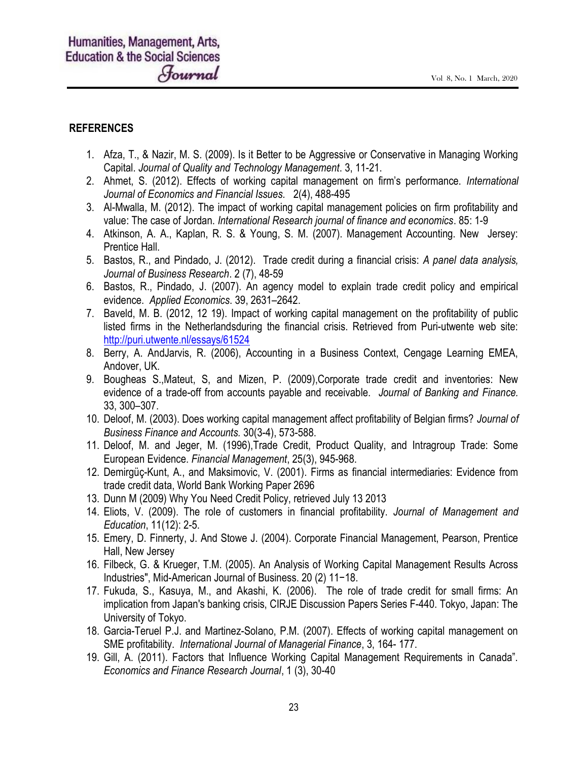## REFERENCES

1. Afza, T., & Nazir, M. S. (2009). Is it Better to be Aggressive or Conservative in Managing Working Capital. *Journal of Quality and Technology Management*. 3, 11-21.
2. Ahmet, S. (2012). Effects of working capital management on firm's performance. *International Journal of Economics and Financial Issues*. 2(4), 488-495
3. Al-Mwalla, M. (2012). The impact of working capital management policies on firm profitability and value: The case of Jordan. *International Research journal of finance and economics*. 85: 1-9
4. Atkinson, A. A., Kaplan, R. S. & Young, S. M. (2007). Management Accounting. New Jersey: Prentice Hall.
5. Bastos, R., and Pindado, J. (2012). Trade credit during a financial crisis: *A panel data analysis, Journal of Business Research*. 2 (7), 48-59
6. Bastos, R., Pindado, J. (2007). An agency model to explain trade credit policy and empirical evidence. *Applied Economics*. 39, 2631–2642.
7. Baveld, M. B. (2012, 12 19). Impact of working capital management on the profitability of public listed firms in the Netherlandsduring the financial crisis. Retrieved from Puri-utwente web site: http://puri.utwente.nl/essays/61524
8. Berry, A. AndJarvis, R. (2006), Accounting in a Business Context, Cengage Learning EMEA, Andover, UK.
9. Bougheas S.,Mateut, S, and Mizen, P. (2009),Corporate trade credit and inventories: New evidence of a trade-off from accounts payable and receivable. *Journal of Banking and Finance.* 33, 300–307.
10. Deloof, M. (2003). Does working capital management affect profitability of Belgian firms? *Journal of Business Finance and Accounts.* 30(3-4), 573-588.
11. Deloof, M. and Jeger, M. (1996),Trade Credit, Product Quality, and Intragroup Trade: Some European Evidence. *Financial Management*, 25(3), 945-968.
12. Demirgüç-Kunt, A., and Maksimovic, V. (2001). Firms as financial intermediaries: Evidence from trade credit data, World Bank Working Paper 2696
13. Dunn M (2009) Why You Need Credit Policy, retrieved July 13 2013
14. Eliots, V. (2009). The role of customers in financial profitability. *Journal of Management and Education*, 11(12): 2-5.
15. Emery, D. Finnerty, J. And Stowe J. (2004). Corporate Financial Management, Pearson, Prentice Hall, New Jersey
16. Filbeck, G. & Krueger, T.M. (2005). An Analysis of Working Capital Management Results Across Industries", Mid-American Journal of Business. 20 (2) 11−18.
17. Fukuda, S., Kasuya, M., and Akashi, K. (2006). The role of trade credit for small firms: An implication from Japan's banking crisis, CIRJE Discussion Papers Series F-440. Tokyo, Japan: The University of Tokyo.
18. Garcia-Teruel P.J. and Martinez-Solano, P.M. (2007). Effects of working capital management on SME profitability. *International Journal of Managerial Finance*, 3, 164- 177.
19. Gill, A. (2011). Factors that Influence Working Capital Management Requirements in Canada". *Economics and Finance Research Journal*, 1 (3), 30-40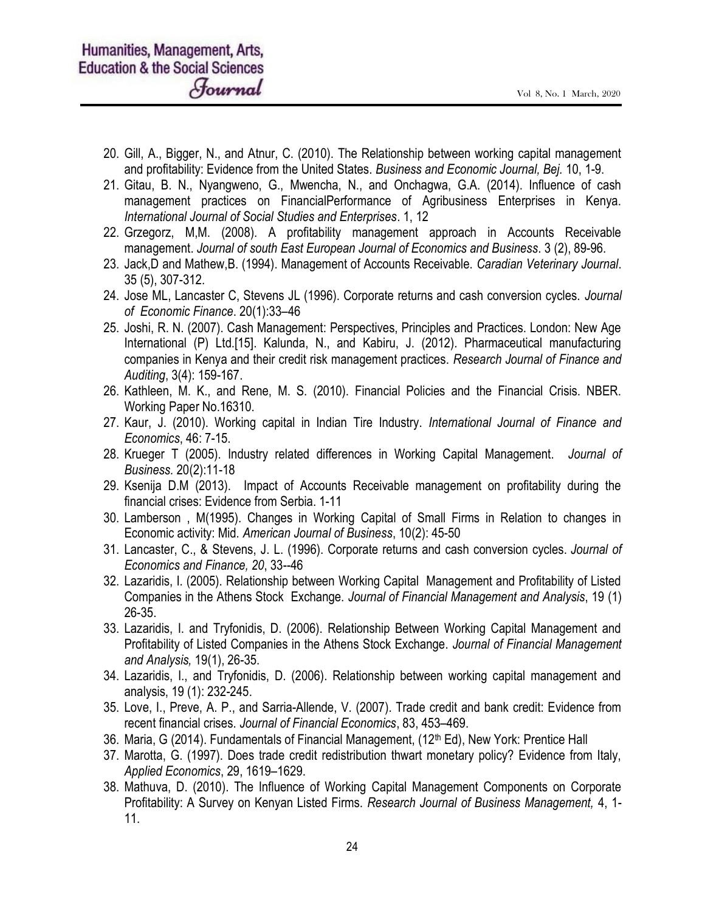20. Gill, A., Bigger, N., and Atnur, C. (2010). The Relationship between working capital management and profitability: Evidence from the United States. *Business and Economic Journal, Bej.* 10, 1-9.
21. Gitau, B. N., Nyangweno, G., Mwencha, N., and Onchagwa, G.A. (2014). Influence of cash management practices on FinancialPerformance of Agribusiness Enterprises in Kenya. *International Journal of Social Studies and Enterprises*. 1, 12
22. Grzegorz, M,M. (2008). A profitability management approach in Accounts Receivable management. *Journal of south East European Journal of Economics and Business*. 3 (2), 89-96.
23. Jack,D and Mathew,B. (1994). Management of Accounts Receivable. *Caradian Veterinary Journal*. 35 (5), 307-312.
24. Jose ML, Lancaster C, Stevens JL (1996). Corporate returns and cash conversion cycles. *Journal of Economic Finance*. 20(1):33–46
25. Joshi, R. N. (2007). Cash Management: Perspectives, Principles and Practices. London: New Age International (P) Ltd.[15]. Kalunda, N., and Kabiru, J. (2012). Pharmaceutical manufacturing companies in Kenya and their credit risk management practices. *Research Journal of Finance and Auditing*, 3(4): 159-167.
26. Kathleen, M. K., and Rene, M. S. (2010). Financial Policies and the Financial Crisis. NBER. Working Paper No.16310.
27. Kaur, J. (2010). Working capital in Indian Tire Industry. *International Journal of Finance and Economics*, 46: 7-15.
28. Krueger T (2005). Industry related differences in Working Capital Management. *Journal of Business.* 20(2):11-18
29. Ksenija D.M (2013). Impact of Accounts Receivable management on profitability during the financial crises: Evidence from Serbia. 1-11
30. Lamberson , M(1995). Changes in Working Capital of Small Firms in Relation to changes in Economic activity: Mid. *American Journal of Business*, 10(2): 45-50
31. Lancaster, C., & Stevens, J. L. (1996). Corporate returns and cash conversion cycles. *Journal of Economics and Finance, 20*, 33--46
32. Lazaridis, I. (2005). Relationship between Working Capital Management and Profitability of Listed Companies in the Athens Stock Exchange. *Journal of Financial Management and Analysis*, 19 (1) 26-35.
33. Lazaridis, I. and Tryfonidis, D. (2006). Relationship Between Working Capital Management and Profitability of Listed Companies in the Athens Stock Exchange. *Journal of Financial Management and Analysis,* 19(1), 26-35.
34. Lazaridis, I., and Tryfonidis, D. (2006). Relationship between working capital management and analysis, 19 (1): 232-245.
35. Love, I., Preve, A. P., and Sarria-Allende, V. (2007). Trade credit and bank credit: Evidence from recent financial crises. *Journal of Financial Economics*, 83, 453–469.
36. Maria, G (2014). Fundamentals of Financial Management, (12th Ed), New York: Prentice Hall
37. Marotta, G. (1997). Does trade credit redistribution thwart monetary policy? Evidence from Italy, *Applied Economics*, 29, 1619–1629.
38. Mathuva, D. (2010). The Influence of Working Capital Management Components on Corporate Profitability: A Survey on Kenyan Listed Firms. *Research Journal of Business Management,* 4, 1-11.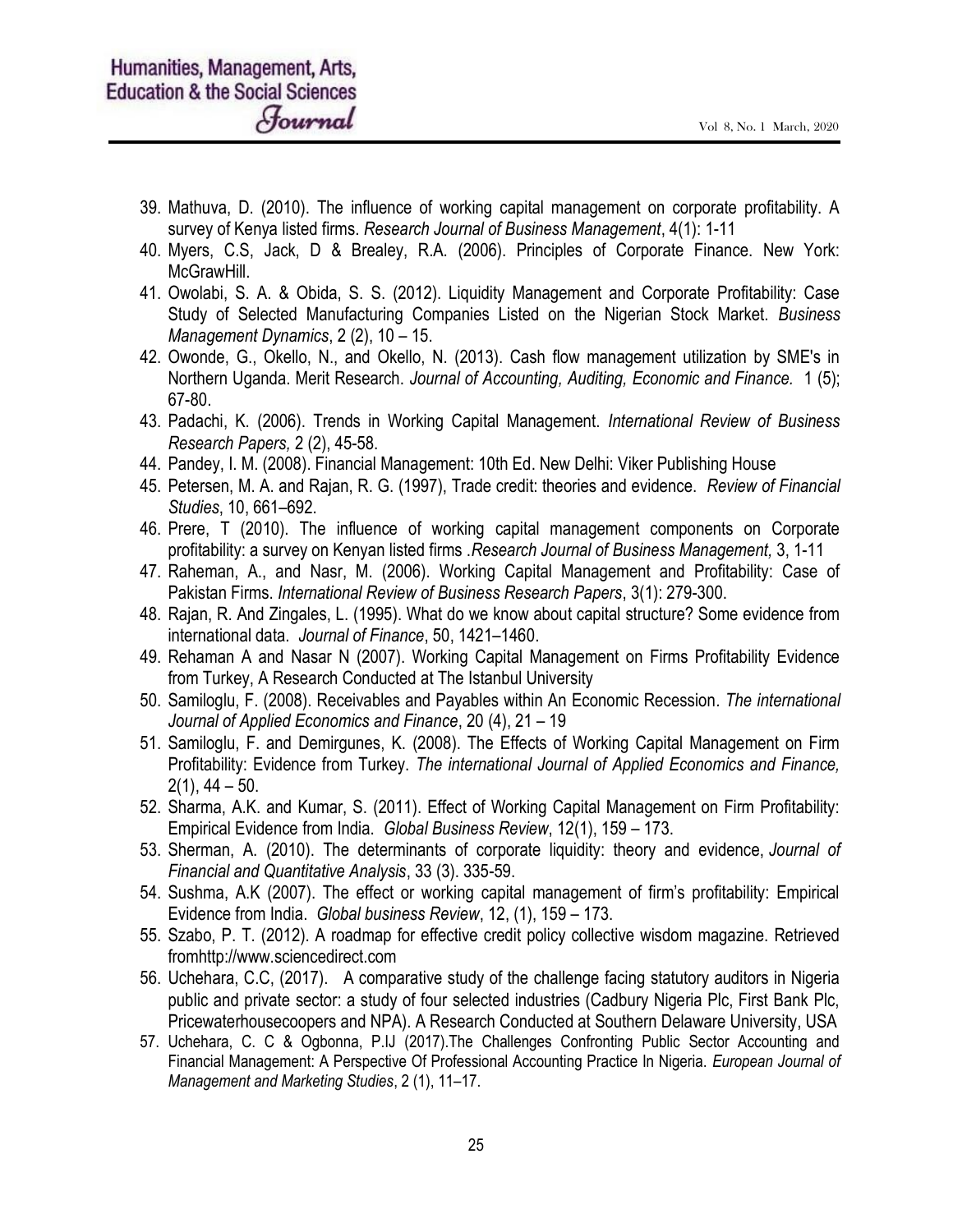39. Mathuva, D. (2010). The influence of working capital management on corporate profitability. A survey of Kenya listed firms. *Research Journal of Business Management*, 4(1): 1-11
40. Myers, C.S, Jack, D & Brealey, R.A. (2006). Principles of Corporate Finance. New York: McGrawHill.
41. Owolabi, S. A. & Obida, S. S. (2012). Liquidity Management and Corporate Profitability: Case Study of Selected Manufacturing Companies Listed on the Nigerian Stock Market. *Business Management Dynamics*, 2 (2), 10 – 15.
42. Owonde, G., Okello, N., and Okello, N. (2013). Cash flow management utilization by SME's in Northern Uganda. Merit Research. *Journal of Accounting, Auditing, Economic and Finance.* 1 (5); 67-80.
43. Padachi, K. (2006). Trends in Working Capital Management. *International Review of Business Research Papers,* 2 (2), 45-58.
44. Pandey, I. M. (2008). Financial Management: 10th Ed. New Delhi: Viker Publishing House
45. Petersen, M. A. and Rajan, R. G. (1997), Trade credit: theories and evidence. *Review of Financial Studies*, 10, 661–692.
46. Prere, T (2010). The influence of working capital management components on Corporate profitability: a survey on Kenyan listed firms .*Research Journal of Business Management,* 3, 1-11
47. Raheman, A., and Nasr, M. (2006). Working Capital Management and Profitability: Case of Pakistan Firms. *International Review of Business Research Papers*, 3(1): 279-300.
48. Rajan, R. And Zingales, L. (1995). What do we know about capital structure? Some evidence from international data. *Journal of Finance*, 50, 1421–1460.
49. Rehaman A and Nasar N (2007). Working Capital Management on Firms Profitability Evidence from Turkey, A Research Conducted at The Istanbul University
50. Samiloglu, F. (2008). Receivables and Payables within An Economic Recession. *The international Journal of Applied Economics and Finance*, 20 (4), 21 – 19
51. Samiloglu, F. and Demirgunes, K. (2008). The Effects of Working Capital Management on Firm Profitability: Evidence from Turkey. *The international Journal of Applied Economics and Finance,* 2(1), 44 – 50.
52. Sharma, A.K. and Kumar, S. (2011). Effect of Working Capital Management on Firm Profitability: Empirical Evidence from India. *Global Business Review*, 12(1), 159 – 173.
53. Sherman, A. (2010). The determinants of corporate liquidity: theory and evidence, *Journal of Financial and Quantitative Analysis*, 33 (3). 335-59.
54. Sushma, A.K (2007). The effect or working capital management of firm's profitability: Empirical Evidence from India. *Global business Review*, 12, (1), 159 – 173.
55. Szabo, P. T. (2012). A roadmap for effective credit policy collective wisdom magazine. Retrieved fromhttp://www.sciencedirect.com
56. Uchehara, C.C, (2017). A comparative study of the challenge facing statutory auditors in Nigeria public and private sector: a study of four selected industries (Cadbury Nigeria Plc, First Bank Plc, Pricewaterhousecoopers and NPA). A Research Conducted at Southern Delaware University, USA
57. Uchehara, C. C & Ogbonna, P.IJ (2017).The Challenges Confronting Public Sector Accounting and Financial Management: A Perspective Of Professional Accounting Practice In Nigeria. *European Journal of Management and Marketing Studies*, 2 (1), 11–17.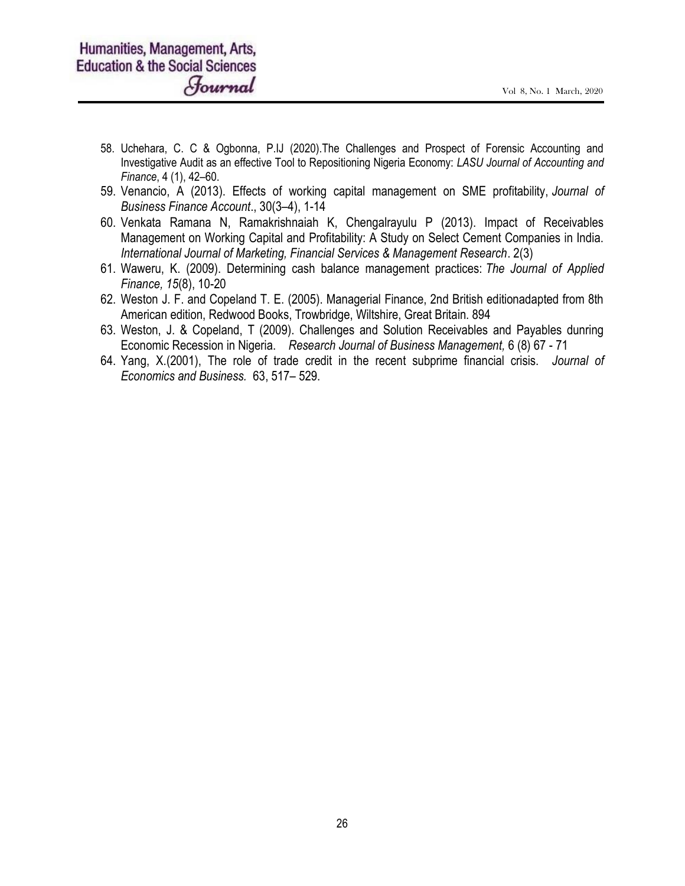58. Uchehara, C. C & Ogbonna, P.IJ (2020).The Challenges and Prospect of Forensic Accounting and Investigative Audit as an effective Tool to Repositioning Nigeria Economy: *LASU Journal of Accounting and Finance*, 4 (1), 42–60.
59. Venancio, A (2013). Effects of working capital management on SME profitability, *Journal of Business Finance Account*., 30(3–4), 1-14
60. Venkata Ramana N, Ramakrishnaiah K, Chengalrayulu P (2013). Impact of Receivables Management on Working Capital and Profitability: A Study on Select Cement Companies in India. *International Journal of Marketing, Financial Services & Management Research*. 2(3)
61. Waweru, K. (2009). Determining cash balance management practices: *The Journal of Applied Finance, 15*(8), 10-20
62. Weston J. F. and Copeland T. E. (2005). Managerial Finance, 2nd British editionadapted from 8th American edition, Redwood Books, Trowbridge, Wiltshire, Great Britain. 894
63. Weston, J. & Copeland, T (2009). Challenges and Solution Receivables and Payables dunring Economic Recession in Nigeria. *Research Journal of Business Management,* 6 (8) 67 - 71
64. Yang, X.(2001), The role of trade credit in the recent subprime financial crisis. *Journal of Economics and Business.* 63, 517– 529.